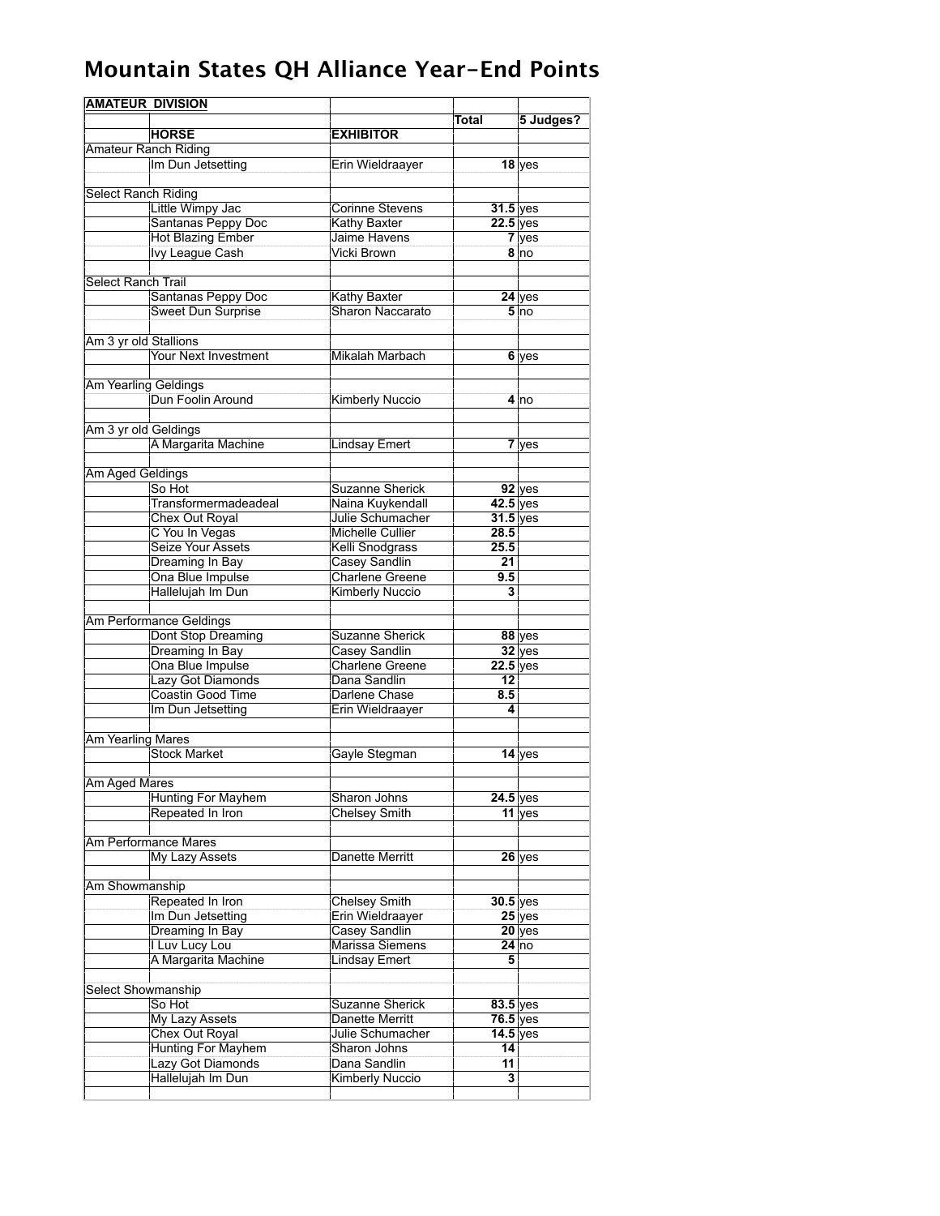# Mountain States QH Alliance Year-End Points

| AMATEUR DIVISION | | | | |
|---|---|---|---|---|
| | | | Total | 5 Judges? |
| | HORSE | EXHIBITOR | | |
| Amateur Ranch Riding | | | | |
| | Im Dun Jetsetting | Erin Wieldraayer | 18 | yes |
| | | | | |
| Select Ranch Riding | | | | |
| | Little Wimpy Jac | Corinne Stevens | 31.5 | yes |
| | Santanas Peppy Doc | Kathy Baxter | 22.5 | yes |
| | Hot Blazing Ember | Jaime Havens | 7 | yes |
| | Ivy League Cash | Vicki Brown | 8 | no |
| | | | | |
| Select Ranch Trail | | | | |
| | Santanas Peppy Doc | Kathy Baxter | 24 | yes |
| | Sweet Dun Surprise | Sharon Naccarato | 5 | no |
| | | | | |
| Am 3 yr old Stallions | | | | |
| | Your Next Investment | Mikalah Marbach | 6 | yes |
| | | | | |
| Am Yearling Geldings | | | | |
| | Dun Foolin Around | Kimberly Nuccio | 4 | no |
| | | | | |
| Am 3 yr old Geldings | | | | |
| | A Margarita Machine | Lindsay Emert | 7 | yes |
| | | | | |
| Am Aged Geldings | | | | |
| | So Hot | Suzanne Sherick | 92 | yes |
| | Transformermadeadeal | Naina Kuykendall | 42.5 | yes |
| | Chex Out Royal | Julie Schumacher | 31.5 | yes |
| | C You In Vegas | Michelle Cullier | 28.5 | |
| | Seize Your Assets | Kelli Snodgrass | 25.5 | |
| | Dreaming In Bay | Casey Sandlin | 21 | |
| | Ona Blue Impulse | Charlene Greene | 9.5 | |
| | Hallelujah Im Dun | Kimberly Nuccio | 3 | |
| | | | | |
| Am Performance Geldings | | | | |
| | Dont Stop Dreaming | Suzanne Sherick | 88 | yes |
| | Dreaming In Bay | Casey Sandlin | 32 | yes |
| | Ona Blue Impulse | Charlene Greene | 22.5 | yes |
| | Lazy Got Diamonds | Dana Sandlin | 12 | |
| | Coastin Good Time | Darlene Chase | 8.5 | |
| | Im Dun Jetsetting | Erin Wieldraayer | 4 | |
| | | | | |
| Am Yearling Mares | | | | |
| | Stock Market | Gayle Stegman | 14 | yes |
| | | | | |
| Am Aged Mares | | | | |
| | Hunting For Mayhem | Sharon Johns | 24.5 | yes |
| | Repeated In Iron | Chelsey Smith | 11 | yes |
| | | | | |
| Am Performance Mares | | | | |
| | My Lazy Assets | Danette Merritt | 26 | yes |
| | | | | |
| Am Showmanship | | | | |
| | Repeated In Iron | Chelsey Smith | 30.5 | yes |
| | Im Dun Jetsetting | Erin Wieldraayer | 25 | yes |
| | Dreaming In Bay | Casey Sandlin | 20 | yes |
| | I Luv Lucy Lou | Marissa Siemens | 24 | no |
| | A Margarita Machine | Lindsay Emert | 5 | |
| | | | | |
| Select Showmanship | | | | |
| | So Hot | Suzanne Sherick | 83.5 | yes |
| | My Lazy Assets | Danette Merritt | 76.5 | yes |
| | Chex Out Royal | Julie Schumacher | 14.5 | yes |
| | Hunting For Mayhem | Sharon Johns | 14 | |
| | Lazy Got Diamonds | Dana Sandlin | 11 | |
| | Hallelujah Im Dun | Kimberly Nuccio | 3 | |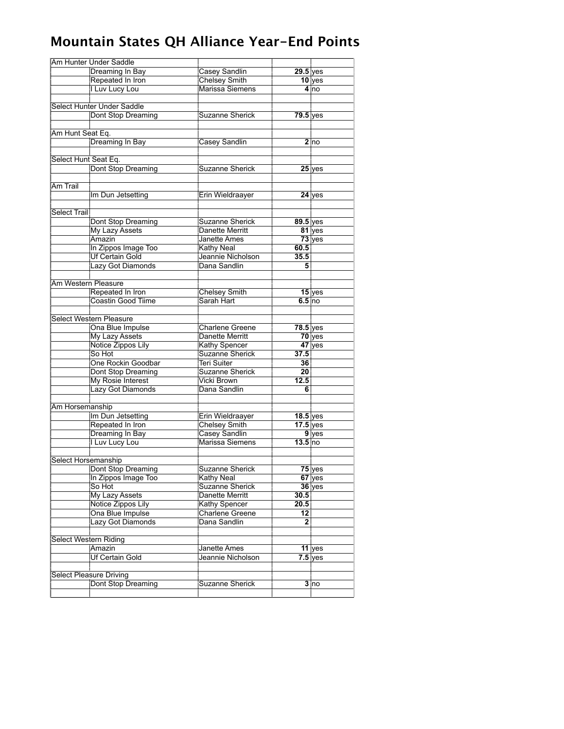# Mountain States QH Alliance Year-End Points

| | | | | |
|---|---|---|---|---|
| Am Hunter Under Saddle | | | | |
| | Dreaming In Bay | Casey Sandlin | **29.5** | yes |
| | Repeated In Iron | Chelsey Smith | **10** | yes |
| | I Luv Lucy Lou | Marissa Siemens | **4** | no |
| | | | | |
| Select Hunter Under Saddle | | | | |
| | Dont Stop Dreaming | Suzanne Sherick | **79.5** | yes |
| | | | | |
| Am Hunt Seat Eq. | | | | |
| | Dreaming In Bay | Casey Sandlin | **2** | no |
| | | | | |
| Select Hunt Seat Eq. | | | | |
| | Dont Stop Dreaming | Suzanne Sherick | **25** | yes |
| | | | | |
| Am Trail | | | | |
| | Im Dun Jetsetting | Erin Wieldraayer | **24** | yes |
| | | | | |
| Select Trail | | | | |
| | Dont Stop Dreaming | Suzanne Sherick | **89.5** | yes |
| | My Lazy Assets | Danette Merritt | **81** | yes |
| | Amazin | Janette Ames | **73** | yes |
| | In Zippos Image Too | Kathy Neal | **60.5** | |
| | Uf Certain Gold | Jeannie Nicholson | **35.5** | |
| | Lazy Got Diamonds | Dana Sandlin | **5** | |
| | | | | |
| Am Western Pleasure | | | | |
| | Repeated In Iron | Chelsey Smith | **15** | yes |
| | Coastin Good Tiime | Sarah Hart | **6.5** | no |
| | | | | |
| Select Western Pleasure | | | | |
| | Ona Blue Impulse | Charlene Greene | **78.5** | yes |
| | My Lazy Assets | Danette Merritt | **70** | yes |
| | Notice Zippos Lily | Kathy Spencer | **47** | yes |
| | So Hot | Suzanne Sherick | **37.5** | |
| | One Rockin Goodbar | Teri Suiter | **36** | |
| | Dont Stop Dreaming | Suzanne Sherick | **20** | |
| | My Rosie Interest | Vicki Brown | **12.5** | |
| | Lazy Got Diamonds | Dana Sandlin | **6** | |
| | | | | |
| Am Horsemanship | | | | |
| | Im Dun Jetsetting | Erin Wieldraayer | **18.5** | yes |
| | Repeated In Iron | Chelsey Smith | **17.5** | yes |
| | Dreaming In Bay | Casey Sandlin | **9** | yes |
| | I Luv Lucy Lou | Marissa Siemens | **13.5** | no |
| | | | | |
| Select Horsemanship | | | | |
| | Dont Stop Dreaming | Suzanne Sherick | **75** | yes |
| | In Zippos Image Too | Kathy Neal | **67** | yes |
| | So Hot | Suzanne Sherick | **36** | yes |
| | My Lazy Assets | Danette Merritt | **30.5** | |
| | Notice Zippos Lily | Kathy Spencer | **20.5** | |
| | Ona Blue Impulse | Charlene Greene | **12** | |
| | Lazy Got Diamonds | Dana Sandlin | **2** | |
| | | | | |
| Select Western Riding | | | | |
| | Amazin | Janette Ames | **11** | yes |
| | Uf Certain Gold | Jeannie Nicholson | **7.5** | yes |
| | | | | |
| Select Pleasure Driving | | | | |
| | Dont Stop Dreaming | Suzanne Sherick | **3** | no |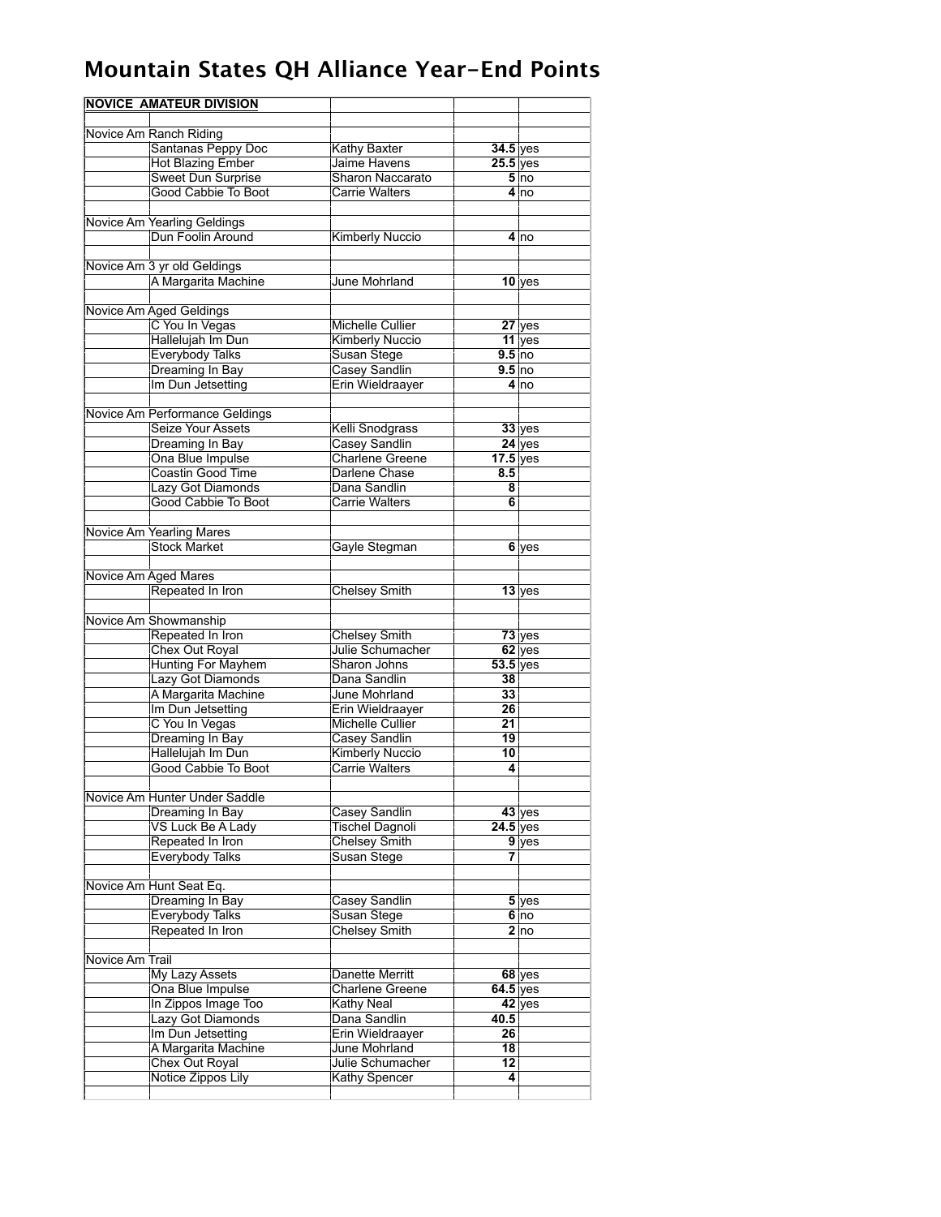# Mountain States QH Alliance Year-End Points

| NOVICE AMATEUR DIVISION | | | | |
|---|---|---|---|---|
| | | | | |
| Novice Am Ranch Riding | | | | |
| | Santanas Peppy Doc | Kathy Baxter | **34.5** | yes |
| | Hot Blazing Ember | Jaime Havens | **25.5** | yes |
| | Sweet Dun Surprise | Sharon Naccarato | **5** | no |
| | Good Cabbie To Boot | Carrie Walters | **4** | no |
| | | | | |
| Novice Am Yearling Geldings | | | | |
| | Dun Foolin Around | Kimberly Nuccio | **4** | no |
| | | | | |
| Novice Am 3 yr old Geldings | | | | |
| | A Margarita Machine | June Mohrland | **10** | yes |
| | | | | |
| Novice Am Aged Geldings | | | | |
| | C You In Vegas | Michelle Cullier | **27** | yes |
| | Hallelujah Im Dun | Kimberly Nuccio | **11** | yes |
| | Everybody Talks | Susan Stege | **9.5** | no |
| | Dreaming In Bay | Casey Sandlin | **9.5** | no |
| | Im Dun Jetsetting | Erin Wieldraayer | **4** | no |
| | | | | |
| Novice Am Performance Geldings | | | | |
| | Seize Your Assets | Kelli Snodgrass | **33** | yes |
| | Dreaming In Bay | Casey Sandlin | **24** | yes |
| | Ona Blue Impulse | Charlene Greene | **17.5** | yes |
| | Coastin Good Time | Darlene Chase | **8.5** | |
| | Lazy Got Diamonds | Dana Sandlin | **8** | |
| | Good Cabbie To Boot | Carrie Walters | **6** | |
| | | | | |
| Novice Am Yearling Mares | | | | |
| | Stock Market | Gayle Stegman | **6** | yes |
| | | | | |
| Novice Am Aged Mares | | | | |
| | Repeated In Iron | Chelsey Smith | **13** | yes |
| | | | | |
| Novice Am Showmanship | | | | |
| | Repeated In Iron | Chelsey Smith | **73** | yes |
| | Chex Out Royal | Julie Schumacher | **62** | yes |
| | Hunting For Mayhem | Sharon Johns | **53.5** | yes |
| | Lazy Got Diamonds | Dana Sandlin | **38** | |
| | A Margarita Machine | June Mohrland | **33** | |
| | Im Dun Jetsetting | Erin Wieldraayer | **26** | |
| | C You In Vegas | Michelle Cullier | **21** | |
| | Dreaming In Bay | Casey Sandlin | **19** | |
| | Hallelujah Im Dun | Kimberly Nuccio | **10** | |
| | Good Cabbie To Boot | Carrie Walters | **4** | |
| | | | | |
| Novice Am Hunter Under Saddle | | | | |
| | Dreaming In Bay | Casey Sandlin | **43** | yes |
| | VS Luck Be A Lady | Tischel Dagnoli | **24.5** | yes |
| | Repeated In Iron | Chelsey Smith | **9** | yes |
| | Everybody Talks | Susan Stege | **7** | |
| | | | | |
| Novice Am Hunt Seat Eq. | | | | |
| | Dreaming In Bay | Casey Sandlin | **5** | yes |
| | Everybody Talks | Susan Stege | **6** | no |
| | Repeated In Iron | Chelsey Smith | **2** | no |
| | | | | |
| Novice Am Trail | | | | |
| | My Lazy Assets | Danette Merritt | **68** | yes |
| | Ona Blue Impulse | Charlene Greene | **64.5** | yes |
| | In Zippos Image Too | Kathy Neal | **42** | yes |
| | Lazy Got Diamonds | Dana Sandlin | **40.5** | |
| | Im Dun Jetsetting | Erin Wieldraayer | **26** | |
| | A Margarita Machine | June Mohrland | **18** | |
| | Chex Out Royal | Julie Schumacher | **12** | |
| | Notice Zippos Lily | Kathy Spencer | **4** | |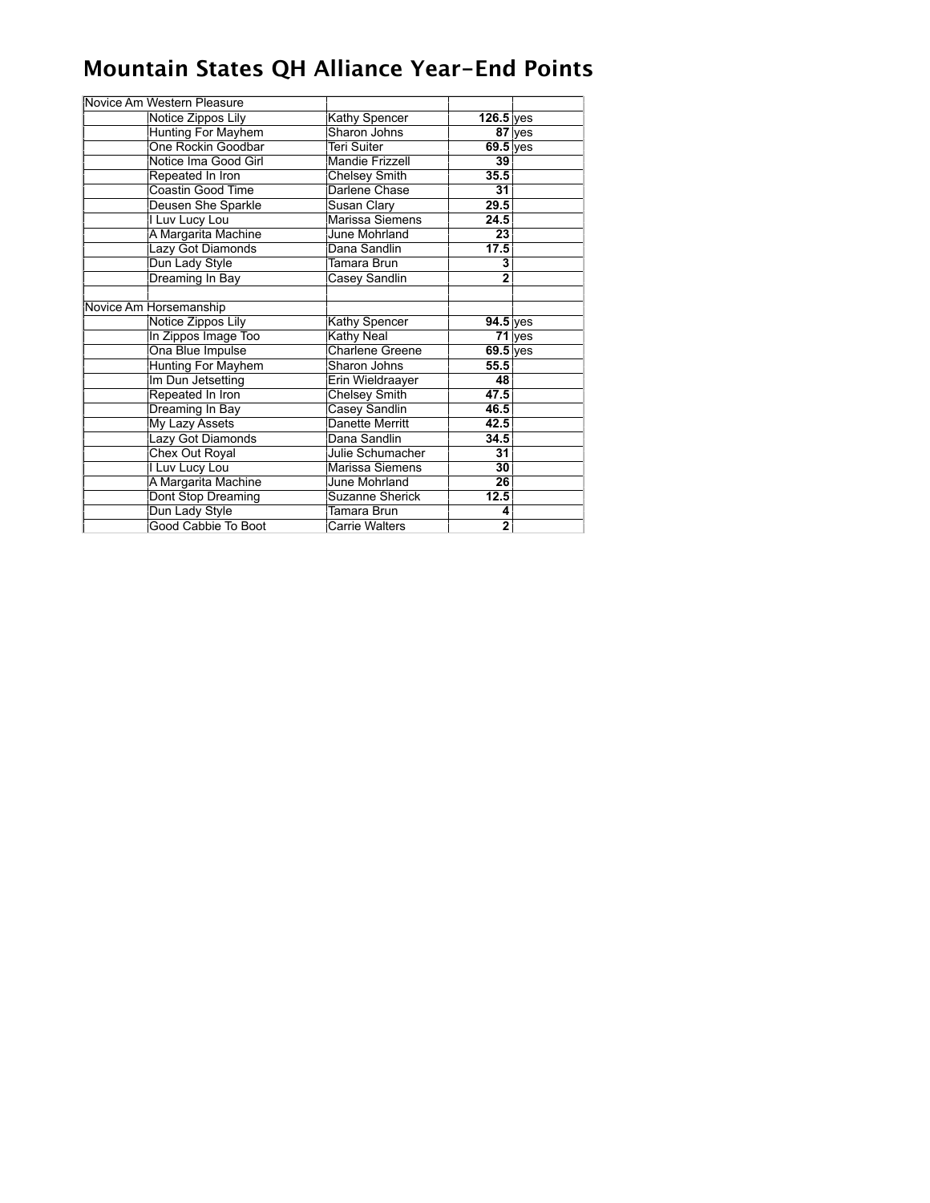# Mountain States QH Alliance Year-End Points

| | | | | |
|---|---|---|---|---|
| Novice Am Western Pleasure | | | | |
| | Notice Zippos Lily | Kathy Spencer | **126.5** | yes |
| | Hunting For Mayhem | Sharon Johns | **87** | yes |
| | One Rockin Goodbar | Teri Suiter | **69.5** | yes |
| | Notice Ima Good Girl | Mandie Frizzell | **39** | |
| | Repeated In Iron | Chelsey Smith | **35.5** | |
| | Coastin Good Time | Darlene Chase | **31** | |
| | Deusen She Sparkle | Susan Clary | **29.5** | |
| | I Luv Lucy Lou | Marissa Siemens | **24.5** | |
| | A Margarita Machine | June Mohrland | **23** | |
| | Lazy Got Diamonds | Dana Sandlin | **17.5** | |
| | Dun Lady Style | Tamara Brun | **3** | |
| | Dreaming In Bay | Casey Sandlin | **2** | |
| | | | | |
| Novice Am Horsemanship | | | | |
| | Notice Zippos Lily | Kathy Spencer | **94.5** | yes |
| | In Zippos Image Too | Kathy Neal | **71** | yes |
| | Ona Blue Impulse | Charlene Greene | **69.5** | yes |
| | Hunting For Mayhem | Sharon Johns | **55.5** | |
| | Im Dun Jetsetting | Erin Wieldraayer | **48** | |
| | Repeated In Iron | Chelsey Smith | **47.5** | |
| | Dreaming In Bay | Casey Sandlin | **46.5** | |
| | My Lazy Assets | Danette Merritt | **42.5** | |
| | Lazy Got Diamonds | Dana Sandlin | **34.5** | |
| | Chex Out Royal | Julie Schumacher | **31** | |
| | I Luv Lucy Lou | Marissa Siemens | **30** | |
| | A Margarita Machine | June Mohrland | **26** | |
| | Dont Stop Dreaming | Suzanne Sherick | **12.5** | |
| | Dun Lady Style | Tamara Brun | **4** | |
| | Good Cabbie To Boot | Carrie Walters | **2** | |